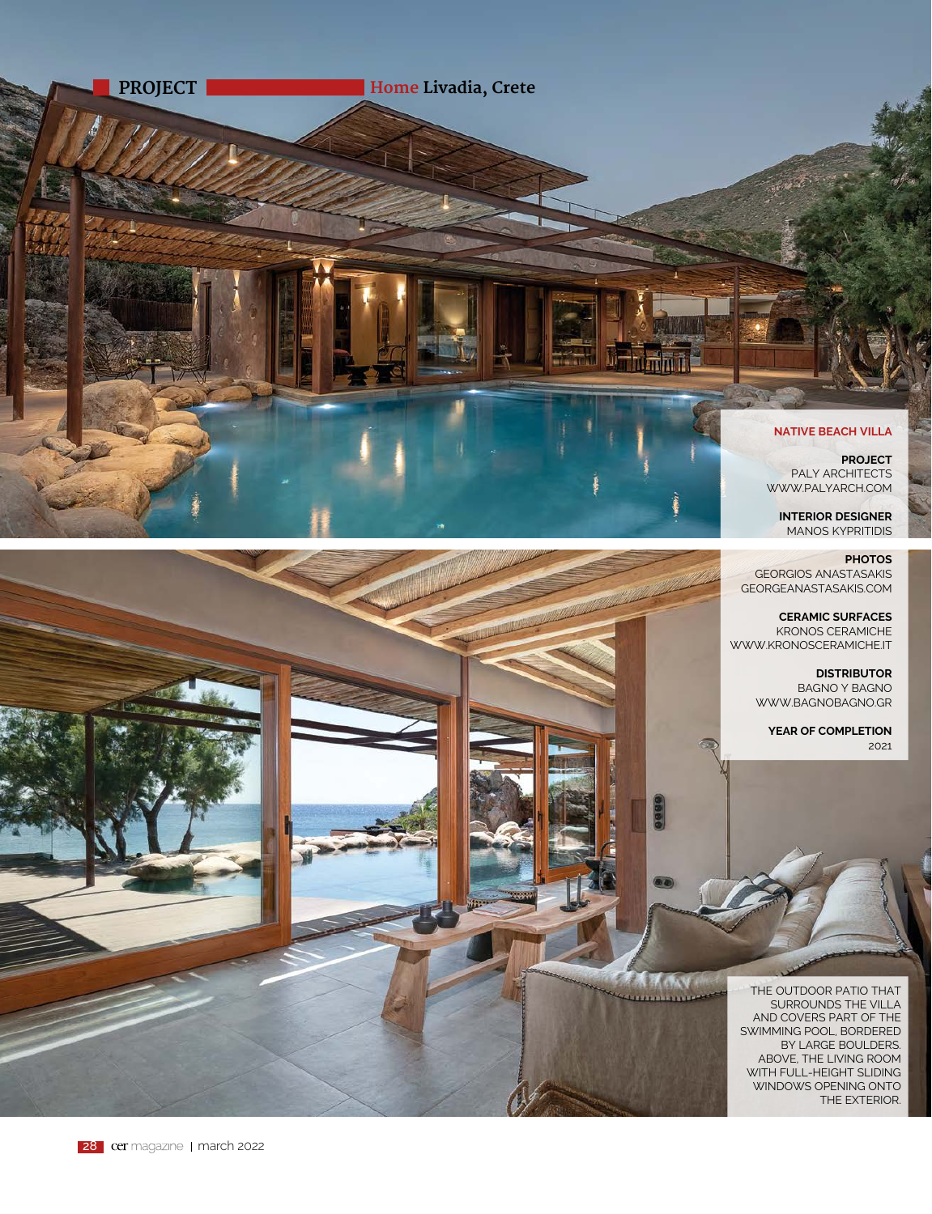PROJECT **Home** Livadia, Crete

## NATIVE BEACH VILLA

**PROJECT**
PALY ARCHITECTS
WWW.PALYARCH.COM

**INTERIOR DESIGNER**
MANOS KYPRITIDIS

**PHOTOS**
GEORGIOS ANASTASAKIS
GEORGEANASTASAKIS.COM

**CERAMIC SURFACES**
KRONOS CERAMICHE
WWW.KRONOSCERAMICHE.IT

**DISTRIBUTOR**
BAGNO Y BAGNO
WWW.BAGNOBAGNO.GR

**YEAR OF COMPLETION**
2021

THE OUTDOOR PATIO THAT SURROUNDS THE VILLA AND COVERS PART OF THE SWIMMING POOL, BORDERED BY LARGE BOULDERS. ABOVE, THE LIVING ROOM WITH FULL-HEIGHT SLIDING WINDOWS OPENING ONTO THE EXTERIOR.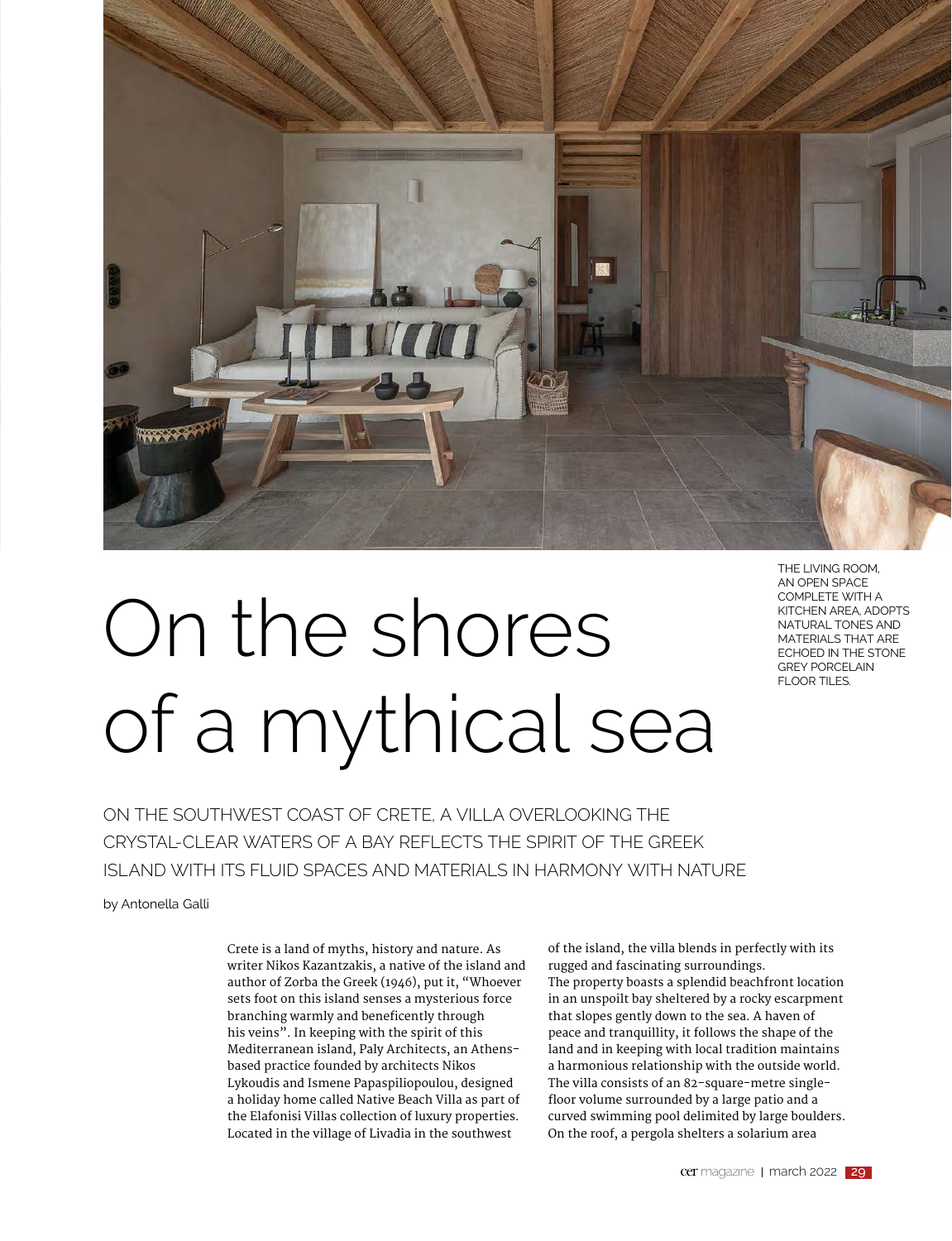THE LIVING ROOM, AN OPEN SPACE COMPLETE WITH A KITCHEN AREA, ADOPTS NATURAL TONES AND MATERIALS THAT ARE ECHOED IN THE STONE GREY PORCELAIN FLOOR TILES.

# On the shores of a mythical sea

ON THE SOUTHWEST COAST OF CRETE, A VILLA OVERLOOKING THE CRYSTAL-CLEAR WATERS OF A BAY REFLECTS THE SPIRIT OF THE GREEK ISLAND WITH ITS FLUID SPACES AND MATERIALS IN HARMONY WITH NATURE

by Antonella Galli

Crete is a land of myths, history and nature. As writer Nikos Kazantzakis, a native of the island and author of Zorba the Greek (1946), put it, "Whoever sets foot on this island senses a mysterious force branching warmly and beneficently through his veins". In keeping with the spirit of this Mediterranean island, Paly Architects, an Athens-based practice founded by architects Nikos Lykoudis and Ismene Papaspiliopoulou, designed a holiday home called Native Beach Villa as part of the Elafonisi Villas collection of luxury properties. Located in the village of Livadia in the southwest of the island, the villa blends in perfectly with its rugged and fascinating surroundings.

The property boasts a splendid beachfront location in an unspoilt bay sheltered by a rocky escarpment that slopes gently down to the sea. A haven of peace and tranquillity, it follows the shape of the land and in keeping with local tradition maintains a harmonious relationship with the outside world. The villa consists of an 82-square-metre single-floor volume surrounded by a large patio and a curved swimming pool delimited by large boulders. On the roof, a pergola shelters a solarium area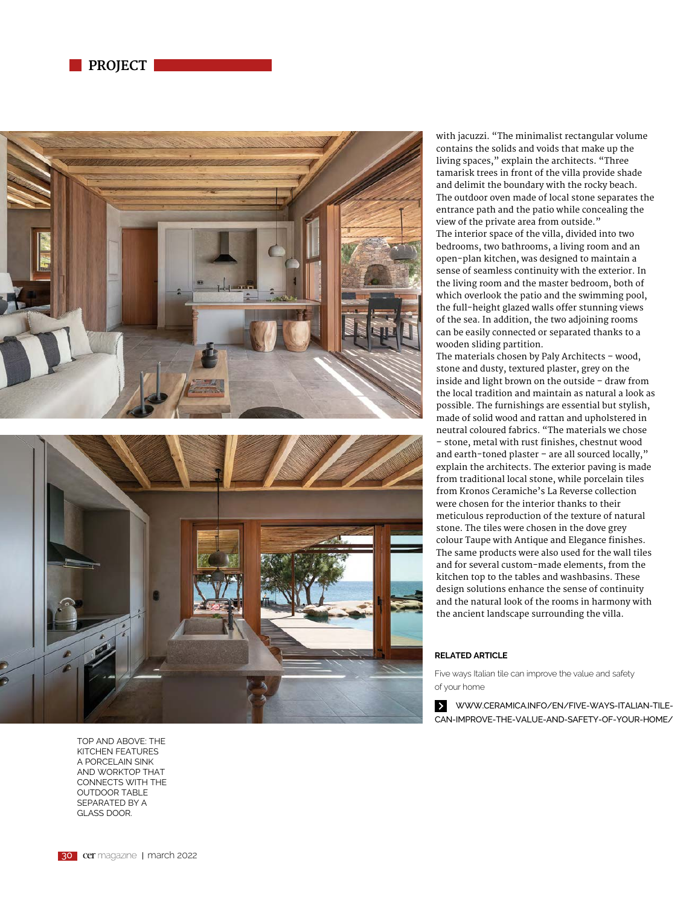PROJECT

with jacuzzi. "The minimalist rectangular volume contains the solids and voids that make up the living spaces," explain the architects. "Three tamarisk trees in front of the villa provide shade and delimit the boundary with the rocky beach. The outdoor oven made of local stone separates the entrance path and the patio while concealing the view of the private area from outside."

The interior space of the villa, divided into two bedrooms, two bathrooms, a living room and an open-plan kitchen, was designed to maintain a sense of seamless continuity with the exterior. In the living room and the master bedroom, both of which overlook the patio and the swimming pool, the full-height glazed walls offer stunning views of the sea. In addition, the two adjoining rooms can be easily connected or separated thanks to a wooden sliding partition.

The materials chosen by Paly Architects – wood, stone and dusty, textured plaster, grey on the inside and light brown on the outside – draw from the local tradition and maintain as natural a look as possible. The furnishings are essential but stylish, made of solid wood and rattan and upholstered in neutral coloured fabrics. "The materials we chose – stone, metal with rust finishes, chestnut wood and earth-toned plaster – are all sourced locally," explain the architects. The exterior paving is made from traditional local stone, while porcelain tiles from Kronos Ceramiche's La Reverse collection were chosen for the interior thanks to their meticulous reproduction of the texture of natural stone. The tiles were chosen in the dove grey colour Taupe with Antique and Elegance finishes. The same products were also used for the wall tiles and for several custom-made elements, from the kitchen top to the tables and washbasins. These design solutions enhance the sense of continuity and the natural look of the rooms in harmony with the ancient landscape surrounding the villa.

TOP AND ABOVE: THE KITCHEN FEATURES A PORCELAIN SINK AND WORKTOP THAT CONNECTS WITH THE OUTDOOR TABLE SEPARATED BY A GLASS DOOR.

**RELATED ARTICLE**

Five ways Italian tile can improve the value and safety of your home

WWW.CERAMICA.INFO/EN/FIVE-WAYS-ITALIAN-TILE-CAN-IMPROVE-THE-VALUE-AND-SAFETY-OF-YOUR-HOME/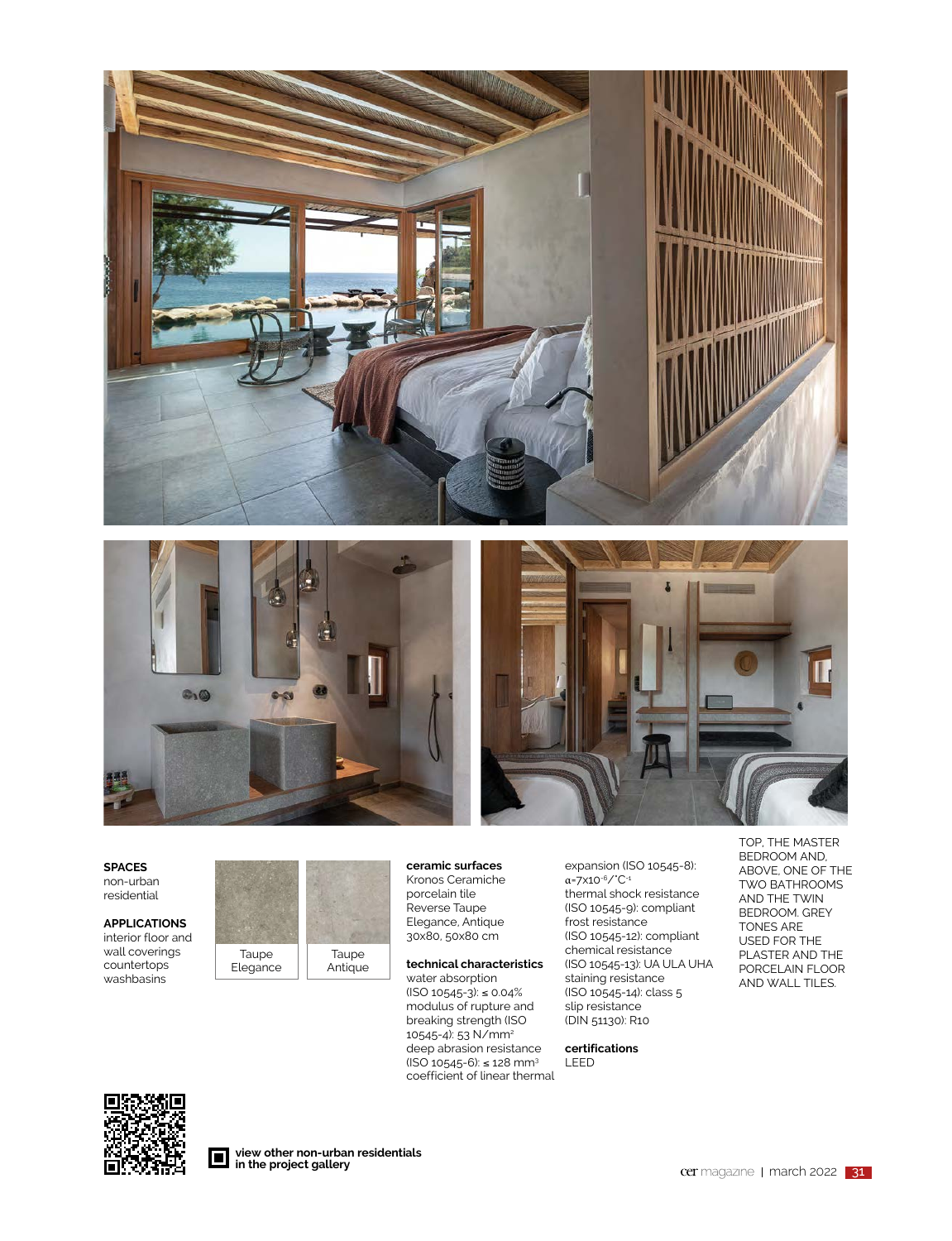**SPACES**
non-urban
residential

**APPLICATIONS**
interior floor and
wall coverings
countertops
washbasins

Taupe Elegance

Taupe Antique

**ceramic surfaces**
Kronos Ceramiche
porcelain tile
Reverse Taupe
Elegance, Antique
30x80, 50x80 cm

**technical characteristics**
water absorption
(ISO 10545-3): ≤ 0.04%
modulus of rupture and
breaking strength (ISO
10545-4): 53 N/mm²
deep abrasion resistance
(ISO 10545-6): ≤ 128 mm³
coefficient of linear thermal
expansion (ISO 10545-8):
$\alpha = 7x10^{-6}/°C^{-1}$
thermal shock resistance
(ISO 10545-9): compliant
frost resistance
(ISO 10545-12): compliant
chemical resistance
(ISO 10545-13): UA ULA UHA
staining resistance
(ISO 10545-14): class 5
slip resistance
(DIN 51130): R10

**certifications**
LEED

TOP, THE MASTER BEDROOM AND, ABOVE, ONE OF THE TWO BATHROOMS AND THE TWIN BEDROOM. GREY TONES ARE USED FOR THE PLASTER AND THE PORCELAIN FLOOR AND WALL TILES.

**view other non-urban residentials in the project gallery**